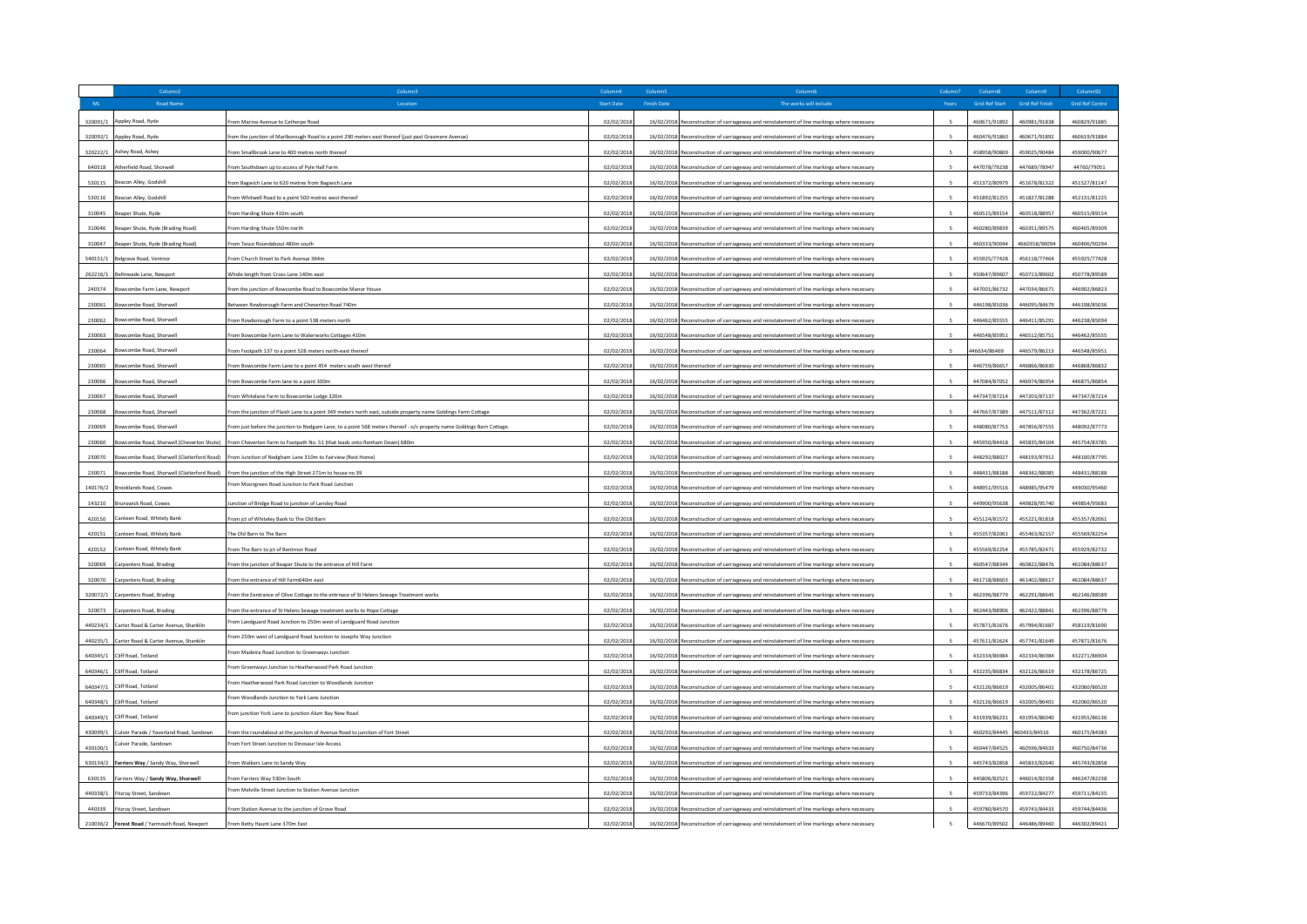| Column2 | | Column3 | Column4 | Column5 | Column6 | Column7 | Column8 | Column9 | Column92 |
|---|---|---|---|---|---|---|---|---|---|
| ML | Road Name | Location | Start Date | Finish Date | The works will include | Years | Grid Ref Start | Grid Ref Finish | Grid Ref Centre |
| 320091/1 | Appley Road, Ryde | From Marina Avenue to Cathorpe Road | 02/02/2018 | 16/02/2018 | Reconstruction of carriageway and reinstatement of line markings where necessary | 5 | 460671/91892 | 460981/91838 | 460829/91885 |
| 320092/1 | Appley Road, Ryde | from the junction of Marlborough Road to a point 290 meters east thereof (just past Grasmere Avenue) | 02/02/2018 | 16/02/2018 | Reconstruction of carriageway and reinstatement of line markings where necessary | 5 | 460476/91860 | 460671/91892 | 460619/91884 |
| 320222/1 | Ashey Road, Ashey | From Smallbrook Lane to 400 metres north thereof | 02/02/2018 | 16/02/2018 | Reconstruction of carriageway and reinstatement of line markings where necessary | 5 | 458958/90869 | 459025/90484 | 459000/90677 |
| 640318 | Atherfield Road, Shorwell | From Southdown up to access of Pyle Hall Farm | 02/02/2018 | 16/02/2018 | Reconstruction of carriageway and reinstatement of line markings where necessary | 5 | 447078/79238 | 447689/78947 | 44760/79051 |
| 530115 | Beacon Alley, Godshill | from Bagwich Lane to 620 metres from Bagwich Lane | 02/02/2018 | 16/02/2018 | Reconstruction of carriageway and reinstatement of line markings where necessary | 5 | 451372/80979 | 451678/81322 | 451527/81147 |
| 530116 | Beacon Alley, Godshill | From Whitwell Road to a point 500 metres west thereof | 02/02/2018 | 16/02/2018 | Reconstruction of carriageway and reinstatement of line markings where necessary | 5 | 451892/81255 | 451827/81288 | 452131/81225 |
| 310045 | Beaper Shute, Ryde | From Harding Shute 410m south | 02/02/2018 | 16/02/2018 | Reconstruction of carriageway and reinstatement of line markings where necessary | 5 | 460515/89154 | 460518/88957 | 460515/89154 |
| 310046 | Beaper Shute, Ryde (Brading Road) | From Harding Shute 550m north | 02/02/2018 | 16/02/2018 | Reconstruction of carriageway and reinstatement of line markings where necessary | 5 | 460280/89839 | 460351/89575 | 460405/89309 |
| 310047 | Beaper Shute, Ryde (Brading Road) | From Tesco Roundabout 480m south | 02/02/2018 | 16/02/2018 | Reconstruction of carriageway and reinstatement of line markings where necessary | 5 | 460333/90044 | 4660358/90094 | 460406/90294 |
| 540151/1 | Belgrave Road, Ventnor | From Church Street to Park Avenue 364m | 02/02/2018 | 16/02/2018 | Reconstruction of carriageway and reinstatement of line markings where necessary | 5 | 455925/77428 | 456118/77464 | 455925/77428 |
| 262216/1 | Bellmeade Lane, Newport | Whole length from Cross Lane 140m east | 02/02/2018 | 16/02/2018 | Reconstruction of carriageway and reinstatement of line markings where necessary | 5 | 450647/89607 | 450713/89602 | 450778/89589 |
| 240374 | Bowcombe Farm Lane, Newport | from the junction of Bowcombe Road to Bowcombe Manor House | 02/02/2018 | 16/02/2018 | Reconstruction of carriageway and reinstatement of line markings where necessary | 5 | 447001/86732 | 447034/86671 | 446902/86823 |
| 230061 | Bowcombe Road, Shorwell | Between Rowborough Farm and Cheverton Road 740m | 02/02/2018 | 16/02/2018 | Reconstruction of carriageway and reinstatement of line markings where necessary | 5 | 446198/85036 | 446095/84679 | 446198/85036 |
| 230062 | Bowcombe Road, Shorwell | From Rowborough Farm to a point 538 meters north | 02/02/2018 | 16/02/2018 | Reconstruction of carriageway and reinstatement of line markings where necessary | 5 | 446462/85555 | 446411/85291 | 446238/85094 |
| 230063 | Bowcombe Road, Shorwell | From Bowcombe Farm Lane to Waterworks Cottages 410m | 02/02/2018 | 16/02/2018 | Reconstruction of carriageway and reinstatement of line markings where necessary | 5 | 446548/85951 | 446512/85751 | 446462/85555 |
| 230064 | Bowcombe Road, Shorwell | From Footpath 137 to a point 528 meters north-east thereof | 02/02/2018 | 16/02/2018 | Reconstruction of carriageway and reinstatement of line markings where necessary | 5 | 446634/86469 | 446579/86213 | 446548/85951 |
| 230065 | Bowcombe Road, Shorwell | From Bowcombe Farm Lane to a point 454 meters south west thereof | 02/02/2018 | 16/02/2018 | Reconstruction of carriageway and reinstatement of line markings where necessary | 5 | 446759/86657 | 446866/86830 | 446868/86832 |
| 230066 | Bowcombe Road, Shorwell | From Bowcombe Farm lane to a point 300m | 02/02/2018 | 16/02/2018 | Reconstruction of carriageway and reinstatement of line markings where necessary | 5 | 447084/87052 | 446974/86954 | 446875/86854 |
| 230067 | Bowcombe Road, Shorwell | From Whitelane Farm to Bowcombe Lodge 320m | 02/02/2018 | 16/02/2018 | Reconstruction of carriageway and reinstatement of line markings where necessary | 5 | 447347/87214 | 447203/87137 | 447347/87214 |
| 230068 | Bowcombe Road, Shorwell | From the junction of Plaish Lane to a point 349 meters north east, outside property name Goldings Farm Cottage | 02/02/2018 | 16/02/2018 | Reconstruction of carriageway and reinstatement of line markings where necessary | 5 | 447667/87389 | 447511/87312 | 447362/87221 |
| 230069 | Bowcombe Road, Shorwell | From just before the junction to Nodgam Lane, to a point 568 meters thereof - o/s property name Goldings Barn Cottage. | 02/02/2018 | 16/02/2018 | Reconstruction of carriageway and reinstatement of line markings where necessary | 5 | 448080/87753 | 447856/87555 | 448092/87773 |
| 230060 | Bowcombe Road, Shorwell (Cheverton Shute) | From Cheverton Farm to Footpath No. 51 (that leads onto Renham Down) 680m | 02/02/2018 | 16/02/2018 | Reconstruction of carriageway and reinstatement of line markings where necessary | 5 | 445950/84418 | 445835/84104 | 445754/83785 |
| 230070 | Bowcombe Road, Shorwell (Clatterford Road) | From Junction of Nodgham Lane 310m to Fairview (Rest Home) | 02/02/2018 | 16/02/2018 | Reconstruction of carriageway and reinstatement of line markings where necessary | 5 | 448292/88027 | 448193/87912 | 448100/87795 |
| 230071 | Bowcombe Road, Shorwell (Clatterford Road) | From the junction of the High Street 271m to house no 39 | 02/02/2018 | 16/02/2018 | Reconstruction of carriageway and reinstatement of line markings where necessary | 5 | 448431/88188 | 448342/88085 | 448431/88188 |
| 140176/2 | Brooklands Road, Cowes | From Moorgreen Road Junction to Park Road Junction | 02/02/2018 | 16/02/2018 | Reconstruction of carriageway and reinstatement of line markings where necessary | 5 | 448951/95516 | 448985/95479 | 449030/95460 |
| 143210 | Brunswick Road, Cowes | Junction of Bridge Road to junction of Lansley Road | 02/02/2018 | 16/02/2018 | Reconstruction of carriageway and reinstatement of line markings where necessary | 5 | 449900/95638 | 449828/95740 | 449854/95683 |
| 420150 | Canteen Road, Whitely Bank | From jct of Whiteley Bank to The Old Barn | 02/02/2018 | 16/02/2018 | Reconstruction of carriageway and reinstatement of line markings where necessary | 5 | 455124/81572 | 455221/81818 | 455357/82061 |
| 420151 | Canteen Road, Whitely Bank | The Old Barn to The Barn | 02/02/2018 | 16/02/2018 | Reconstruction of carriageway and reinstatement of line markings where necessary | 5 | 455357/82061 | 455463/82157 | 455569/82254 |
| 420152 | Canteen Road, Whitely Bank | From The Barn to jct of Bentmor Road | 02/02/2018 | 16/02/2018 | Reconstruction of carriageway and reinstatement of line markings where necessary | 5 | 455569/82254 | 455785/82471 | 455929/82732 |
| 320069 | Carpenters Road, Brading | From the junction of Beaper Shute to the entrance of Hill Farm | 02/02/2018 | 16/02/2018 | Reconstruction of carriageway and reinstatement of line markings where necessary | 5 | 460547/88344 | 460822/88476 | 461084/88637 |
| 320070 | Carpenters Road, Brading | From the entrance of Hill Farm640m east | 02/02/2018 | 16/02/2018 | Reconstruction of carriageway and reinstatement of line markings where necessary | 5 | 461718/88603 | 461402/88617 | 461084/88637 |
| 320072/1 | Carpenters Road, Brading | From the Eentrance of Olive Cottage to the entrnace of St Helens Sewage Treatment works | 02/02/2018 | 16/02/2018 | Reconstruction of carriageway and reinstatement of line markings where necessary | 5 | 462396/88779 | 462291/88645 | 462146/88589 |
| 320073 | Carpenters Road, Brading | From the entrance of St Helens Sewage treatment works to Hope Cottage | 02/02/2018 | 16/02/2018 | Reconstruction of carriageway and reinstatement of line markings where necessary | 5 | 462443/88906 | 462422/88841 | 462396/88779 |
| 440234/1 | Carter Road & Carter Avenue, Shanklin | From Landguard Road Junction to 250m west of Landguard Road Junction | 02/02/2018 | 16/02/2018 | Reconstruction of carriageway and reinstatement of line markings where necessary | 5 | 457871/81676 | 457994/81687 | 458119/81690 |
| 440235/1 | Carter Road & Carter Avenue, Shanklin | From 250m west of Landguard Road Junction to Josephs Way Junction | 02/02/2018 | 16/02/2018 | Reconstruction of carriageway and reinstatement of line markings where necessary | 5 | 457611/81624 | 457741/81649 | 457871/81676 |
| 640345/1 | Cliff Road, Totland | From Madeira Road Junction to Greenways Junction | 02/02/2018 | 16/02/2018 | Reconstruction of carriageway and reinstatement of line markings where necessary | 5 | 432334/86984 | 432334/86984 | 432271/86904 |
| 640346/1 | Cliff Road, Totland | From Greenways Junction to Heatherwood Park Road Junction | 02/02/2018 | 16/02/2018 | Reconstruction of carriageway and reinstatement of line markings where necessary | 5 | 432235/86834 | 432126/86619 | 432178/86725 |
| 640347/1 | Cliff Road, Totland | From Heatherwood Park Road Junction to Woodlands Junction | 02/02/2018 | 16/02/2018 | Reconstruction of carriageway and reinstatement of line markings where necessary | 5 | 432126/86619 | 432005/86401 | 432060/86520 |
| 640348/1 | Cliff Road, Totland | From Woodlands Junction to York Lane Junction | 02/02/2018 | 16/02/2018 | Reconstruction of carriageway and reinstatement of line markings where necessary | 5 | 432126/86619 | 432005/86401 | 432060/86520 |
| 640349/1 | Cliff Road, Totland | from junction York Lane to junction Alum Bay New Road | 02/02/2018 | 16/02/2018 | Reconstruction of carriageway and reinstatement of line markings where necessary | 5 | 431939/86231 | 431954/86040 | 431955/86136 |
| 430099/1 | Culver Parade / Yaverland Road, Sandown | From the roundabout at the junction of Avenue Road to junction of Fort Street | 02/02/2018 | 16/02/2018 | Reconstruction of carriageway and reinstatement of line markings where necessary | 5 | 460292/84445 | 460433/84516 | 460175/84383 |
| 430100/1 | Culver Parade, Sandown | From Fort Street Junction to Dinosaur Isle Access | 02/02/2018 | 16/02/2018 | Reconstruction of carriageway and reinstatement of line markings where necessary | 5 | 460447/84525 | 460596/84633 | 460750/84736 |
| 630134/2 | **Farriers Way** / Sandy Way, Shorwell | From Walkers Lane to Sandy Way | 02/02/2018 | 16/02/2018 | Reconstruction of carriageway and reinstatement of line markings where necessary | 5 | 445743/82858 | 445833/82640 | 445743/82858 |
| 630135 | Farriers Way / **Sandy Way, Shorwell** | From Farriers Way 530m South | 02/02/2018 | 16/02/2018 | Reconstruction of carriageway and reinstatement of line markings where necessary | 5 | 445806/82521 | 446014/82358 | 446247/82238 |
| 440338/1 | Fitzroy Street, Sandown | From Melville Street Junction to Station Avenue Junction | 02/02/2018 | 16/02/2018 | Reconstruction of carriageway and reinstatement of line markings where necessary | 5 | 459733/84396 | 459722/84277 | 459711/84155 |
| 440339 | Fitzroy Street, Sandown | From Station Avenue to the junction of Grove Road | 02/02/2018 | 16/02/2018 | Reconstruction of carriageway and reinstatement of line markings where necessary | 5 | 459780/84570 | 459743/84433 | 459744/84436 |
| 210036/2 | **Forest Road** / Yarmouth Road, Newport | From Betty Haunt Lane 370m East | 02/02/2018 | 16/02/2018 | Reconstruction of carriageway and reinstatement of line markings where necessary | 5 | 446670/89502 | 446486/89460 | 446302/89421 |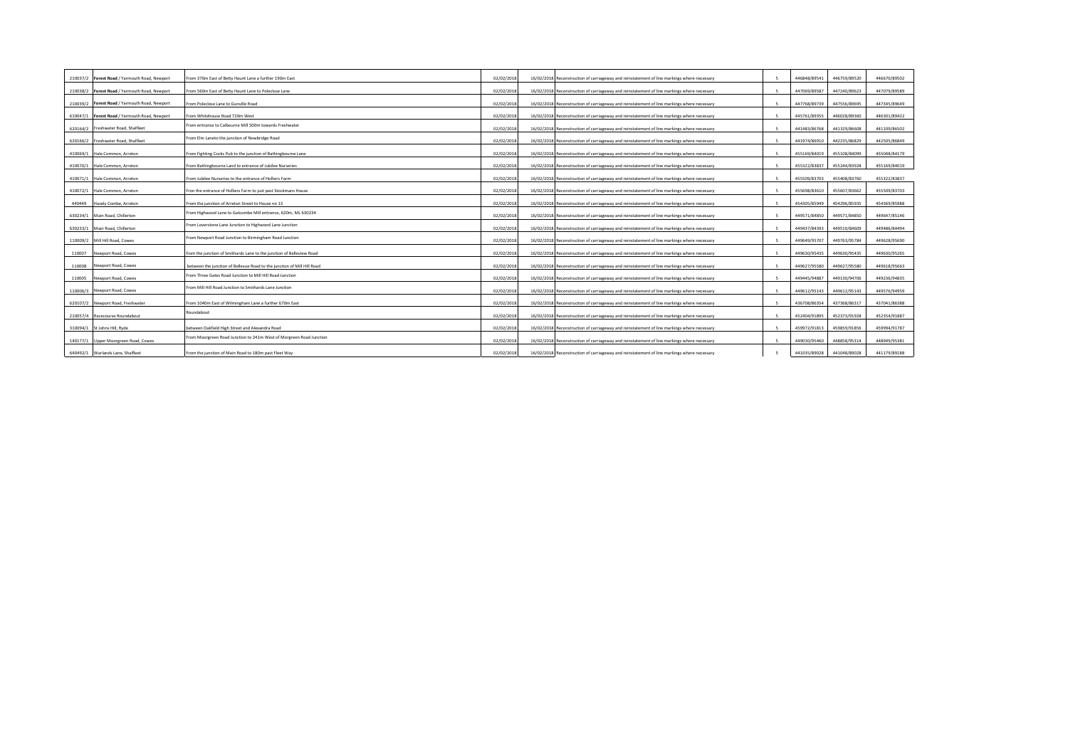| | | | | | | | | | |
|---|---|---|---|---|---|---|---|---|---|
| 210037/2 | **Forest Road** / Yarmouth Road, Newport | From 370m East of Betty Haunt Lane a further 190m East | 02/02/2018 | 16/02/2018 | Reconstruction of carriageway and reinstatement of line markings where necessary | 5 | 446848/89541 | 446759/89520 | 446670/89502 |
| 210038/2 | **Forest Road** / Yarmouth Road, Newport | From 560m East of Betty Haunt Lane to Poleclose Lane | 02/02/2018 | 16/02/2018 | Reconstruction of carriageway and reinstatement of line markings where necessary | 5 | 447069/89587 | 447240/89623 | 447079/89589 |
| 210039/2 | **Forest Road** / Yarmouth Road, Newport | From Poleclose Lane to Gunville Road | 02/02/2018 | 16/02/2018 | Reconstruction of carriageway and reinstatement of line markings where necessary | 5 | 447768/89739 | 447556/89695 | 447345/89649 |
| 610047/1 | **Forest Road** / Yarmouth Road, Newport | From Whitehouse Road 720m West | 02/02/2018 | 16/02/2018 | Reconstruction of carriageway and reinstatement of line markings where necessary | 5 | 445761/89355 | 446028/89360 | 446301/89422 |
| 620164/2 | Freshwater Road, Shalfleet | From entrance to Calbourne Mill 500m towards Freshwater | 02/02/2018 | 16/02/2018 | Reconstruction of carriageway and reinstatement of line markings where necessary | 5 | 441483/86768 | 441329/86608 | 441109/86502 |
| 620166/2 | Freshwater Road, Shalfleet | From Elm Laneto the junction of Newbridge Road | 02/02/2018 | 16/02/2018 | Reconstruction of carriageway and reinstatement of line markings where necessary | 5 | 441974/86910 | 442235/86829 | 442505/86849 |
| 410069/1 | Hale Common, Arreton | From Fighting Cocks Pub to the junction of Bathingbourne Lane | 02/02/2018 | 16/02/2018 | Reconstruction of carriageway and reinstatement of line markings where necessary | 5 | 455169/84019 | 455108/84099 | 455048/84179 |
| 410070/1 | Hale Common, Arreton | From Bathingbourne Land to entrance of Jubilee Nurseries | 02/02/2018 | 16/02/2018 | Reconstruction of carriageway and reinstatement of line markings where necessary | 5 | 455322/83837 | 455244/83928 | 455169/84019 |
| 410071/1 | Hale Common, Arreton | From Jubilee Nurseries to the entrance of Holliers Farm | 02/02/2018 | 16/02/2018 | Reconstruction of carriageway and reinstatement of line markings where necessary | 5 | 455509/83703 | 455408/83760 | 455322/83837 |
| 410072/1 | Hale Common, Arreton | Fron the entrance of Holliers Farm to just past Stockmans House | 02/02/2018 | 16/02/2018 | Reconstruction of carriageway and reinstatement of line markings where necessary | 5 | 455698/83610 | 455607/83662 | 455509/83703 |
| 440449 | Hazely Combe, Arreton | From the junction of Arreton Street to House no 13 | 02/02/2018 | 16/02/2018 | Reconstruction of carriageway and reinstatement of line markings where necessary | 5 | 454305/85949 | 454296/85935 | 454369/85988 |
| 630234/1 | Main Road, Chillerton | From Highwood Lane to Gatcombe Mill entrance, 620m, ML 630234 | 02/02/2018 | 16/02/2018 | Reconstruction of carriageway and reinstatement of line markings where necessary | 5 | 449571/84850 | 449571/84850 | 449647/85146 |
| 630233/1 | Main Road, Chillerton | From Loverstone Lane Junction to Highwood Lane Junction | 02/02/2018 | 16/02/2018 | Reconstruction of carriageway and reinstatement of line markings where necessary | 5 | 449437/84393 | 449510/84609 | 449486/84494 |
| 110009/2 | Mill Hill Road, Cowes | From Newport Road Junction to Birmingham Road Junction | 02/02/2018 | 16/02/2018 | Reconstruction of carriageway and reinstatement of line markings where necessary | 5 | 449649/95707 | 449763/95784 | 449628/95690 |
| 110007 | Newport Road, Cowes | from the junction of Smithards Lane to the junction of Belleview Road | 02/02/2018 | 16/02/2018 | Reconstruction of carriageway and reinstatement of line markings where necessary | 5 | 449630/95435 | 449630/95435 | 449630/95265 |
| 110008 | Newport Road, Cowes | between the junction of Bellevue Road to the junction of Mill Hill Road | 02/02/2018 | 16/02/2018 | Reconstruction of carriageway and reinstatement of line markings where necessary | 5 | 449627/95580 | 449627/95580 | 449618/95663 |
| 110005 | Newport Road, Cowes | From Three Gates Road Junction to Mill Hill Road Junction | 02/02/2018 | 16/02/2018 | Reconstruction of carriageway and reinstatement of line markings where necessary | 5 | 449445/94887 | 449130/94706 | 449236/94835 |
| 110006/3 | Newport Road, Cowes | From Mill Hill Road Junction to Smithards Lane Junction | 02/02/2018 | 16/02/2018 | Reconstruction of carriageway and reinstatement of line markings where necessary | 5 | 449612/95143 | 449612/95143 | 449576/94959 |
| 620107/2 | Newport Road, Freshwater | From 1040m East of Wilmingham Lane a further 670m East | 02/02/2018 | 16/02/2018 | Reconstruction of carriageway and reinstatement of line markings where necessary | 5 | 436708/86354 | 437368/86317 | 437041/86388 |
| 210057/4 | Racecourse Roundabout | Roundabout | 02/02/2018 | 16/02/2018 | Reconstruction of carriageway and reinstatement of line markings where necessary | 5 | 452404/91895 | 452373/91928 | 452354/91887 |
| 310094/1 | St Johns Hill, Ryde | between Oakfield High Street and Alexandra Road | 02/02/2018 | 16/02/2018 | Reconstruction of carriageway and reinstatement of line markings where necessary | 5 | 459972/91813 | 459859/91856 | 459994/91787 |
| 140177/1 | Upper Moorgreen Road, Cowes | From Moorgreen Road Junction to 241m West of Morgreen Road Junction | 02/02/2018 | 16/02/2018 | Reconstruction of carriageway and reinstatement of line markings where necessary | 5 | 449030/95460 | 448858/95314 | 448949/95381 |
| 640492/1 | Warlands Lane, Shalfleet | From the junction of Main Road to 180m past Fleet Way | 02/02/2018 | 16/02/2018 | Reconstruction of carriageway and reinstatement of line markings where necessary | 5 | 441035/89028 | 441048/89028 | 441179/89188 |